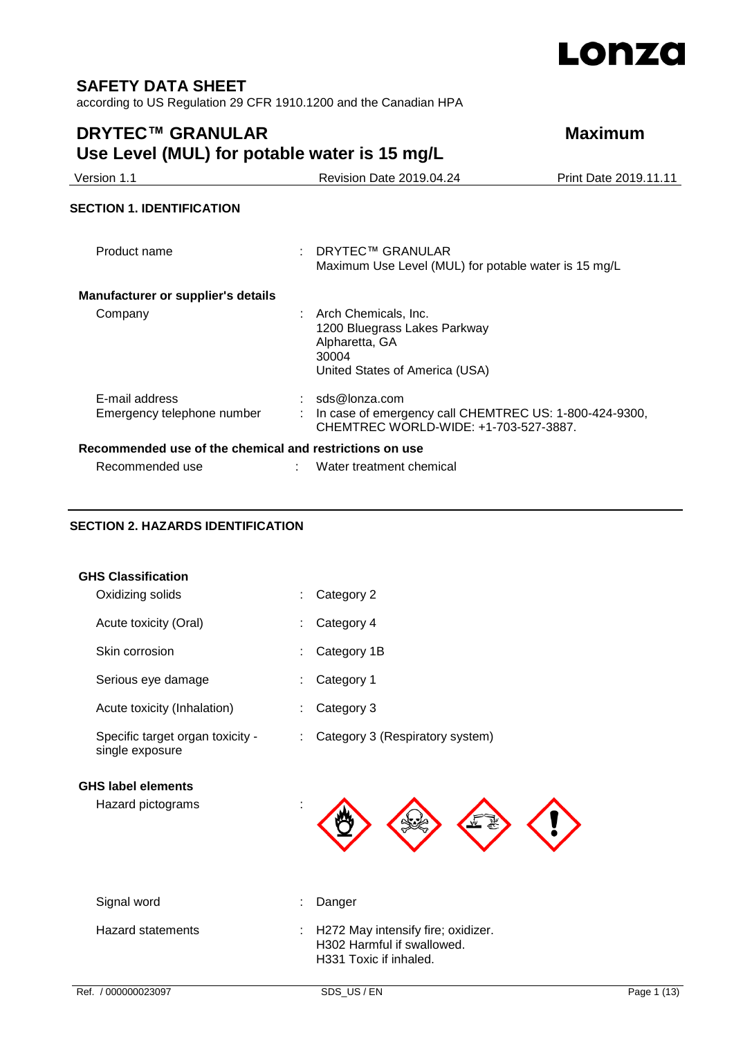# SAFETY DATA SHEET

according to US Regulation 29 CFR 1910.1200 and the Canadian HPA

## DRYTEC™ GRANULAR Maximum Use Level (MUL) for potable water is 15 mg/L

Version 1.1 | Revision Date 2019.04.24 | Print Date 2019.11.11

### SECTION 1. IDENTIFICATION

Product name : DRYTEC™ GRANULAR
Maximum Use Level (MUL) for potable water is 15 mg/L

**Manufacturer or supplier's details**

Company : Arch Chemicals, Inc.
1200 Bluegrass Lakes Parkway
Alpharetta, GA
30004
United States of America (USA)

E-mail address : sds@lonza.com

Emergency telephone number : In case of emergency call CHEMTREC US: 1-800-424-9300, CHEMTREC WORLD-WIDE: +1-703-527-3887.

**Recommended use of the chemical and restrictions on use**

Recommended use : Water treatment chemical

### SECTION 2. HAZARDS IDENTIFICATION

**GHS Classification**

Oxidizing solids : Category 2

Acute toxicity (Oral) : Category 4

Skin corrosion : Category 1B

Serious eye damage : Category 1

Acute toxicity (Inhalation) : Category 3

Specific target organ toxicity - single exposure : Category 3 (Respiratory system)

**GHS label elements**

Hazard pictograms :

Signal word : Danger

Hazard statements : H272 May intensify fire; oxidizer.
H302 Harmful if swallowed.
H331 Toxic if inhaled.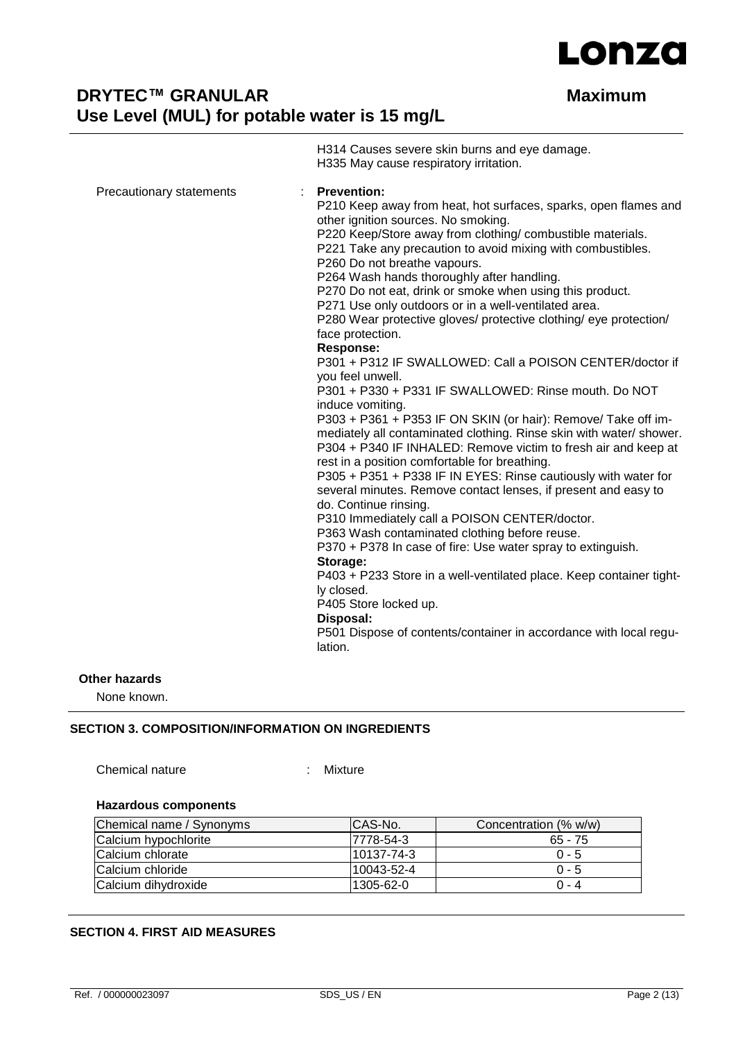H314 Causes severe skin burns and eye damage.
H335 May cause respiratory irritation.

Precautionary statements :

**Prevention:**
P210 Keep away from heat, hot surfaces, sparks, open flames and other ignition sources. No smoking.
P220 Keep/Store away from clothing/ combustible materials.
P221 Take any precaution to avoid mixing with combustibles.
P260 Do not breathe vapours.
P264 Wash hands thoroughly after handling.
P270 Do not eat, drink or smoke when using this product.
P271 Use only outdoors or in a well-ventilated area.
P280 Wear protective gloves/ protective clothing/ eye protection/ face protection.

**Response:**
P301 + P312 IF SWALLOWED: Call a POISON CENTER/doctor if you feel unwell.
P301 + P330 + P331 IF SWALLOWED: Rinse mouth. Do NOT induce vomiting.
P303 + P361 + P353 IF ON SKIN (or hair): Remove/ Take off immediately all contaminated clothing. Rinse skin with water/ shower.
P304 + P340 IF INHALED: Remove victim to fresh air and keep at rest in a position comfortable for breathing.
P305 + P351 + P338 IF IN EYES: Rinse cautiously with water for several minutes. Remove contact lenses, if present and easy to do. Continue rinsing.
P310 Immediately call a POISON CENTER/doctor.
P363 Wash contaminated clothing before reuse.
P370 + P378 In case of fire: Use water spray to extinguish.

**Storage:**
P403 + P233 Store in a well-ventilated place. Keep container tightly closed.
P405 Store locked up.

**Disposal:**
P501 Dispose of contents/container in accordance with local regulation.

**Other hazards**

None known.

## SECTION 3. COMPOSITION/INFORMATION ON INGREDIENTS

Chemical nature : Mixture

**Hazardous components**

| Chemical name / Synonyms | CAS-No. | Concentration (% w/w) |
|---|---|---|
| Calcium hypochlorite | 7778-54-3 | 65 - 75 |
| Calcium chlorate | 10137-74-3 | 0 - 5 |
| Calcium chloride | 10043-52-4 | 0 - 5 |
| Calcium dihydroxide | 1305-62-0 | 0 - 4 |

## SECTION 4. FIRST AID MEASURES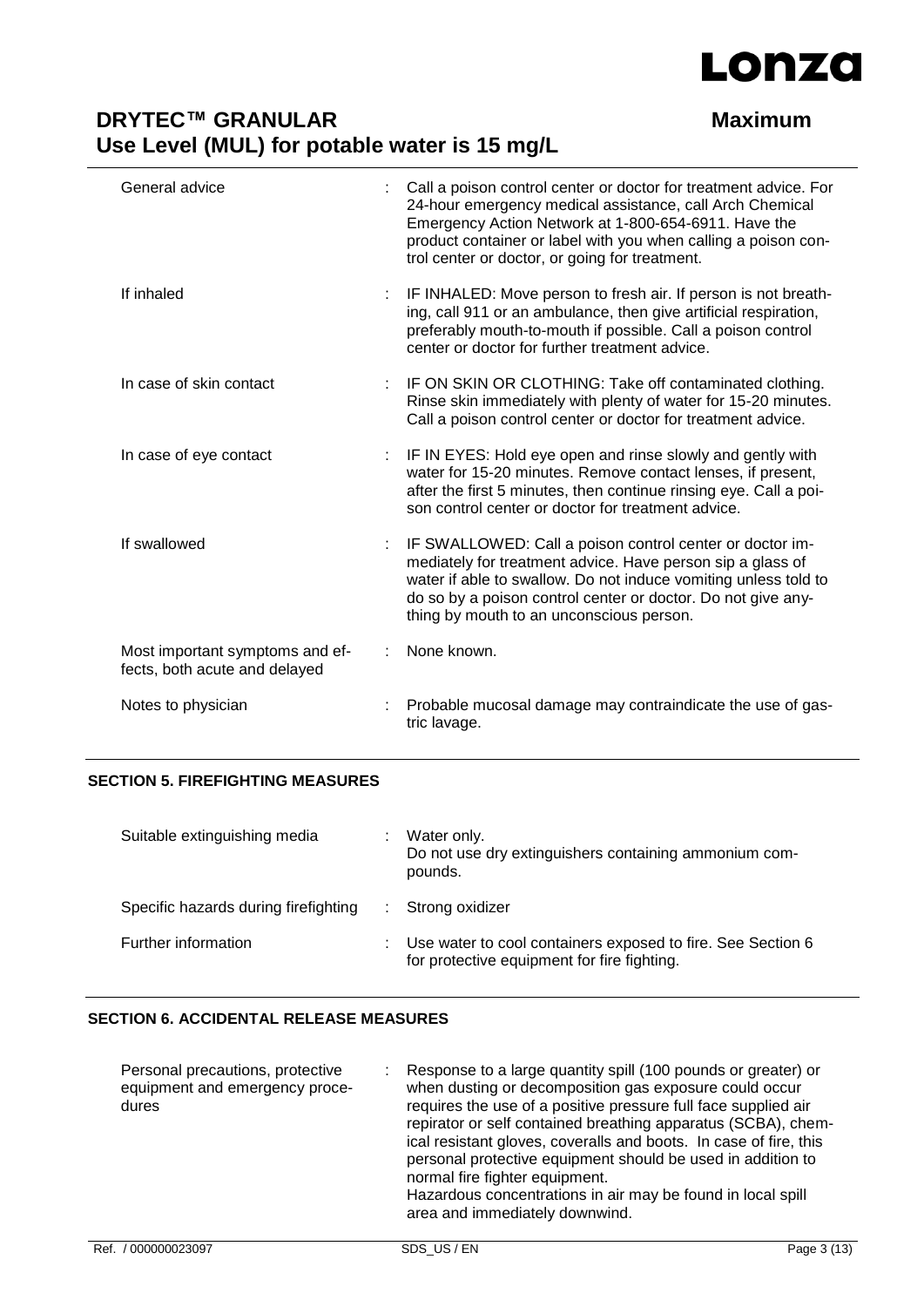| | | |
|---|---|---|
| General advice | : | Call a poison control center or doctor for treatment advice. For 24-hour emergency medical assistance, call Arch Chemical Emergency Action Network at 1-800-654-6911. Have the product container or label with you when calling a poison control center or doctor, or going for treatment. |
| If inhaled | : | IF INHALED: Move person to fresh air. If person is not breathing, call 911 or an ambulance, then give artificial respiration, preferably mouth-to-mouth if possible. Call a poison control center or doctor for further treatment advice. |
| In case of skin contact | : | IF ON SKIN OR CLOTHING: Take off contaminated clothing. Rinse skin immediately with plenty of water for 15-20 minutes. Call a poison control center or doctor for treatment advice. |
| In case of eye contact | : | IF IN EYES: Hold eye open and rinse slowly and gently with water for 15-20 minutes. Remove contact lenses, if present, after the first 5 minutes, then continue rinsing eye. Call a poison control center or doctor for treatment advice. |
| If swallowed | : | IF SWALLOWED: Call a poison control center or doctor immediately for treatment advice. Have person sip a glass of water if able to swallow. Do not induce vomiting unless told to do so by a poison control center or doctor. Do not give anything by mouth to an unconscious person. |
| Most important symptoms and effects, both acute and delayed | : | None known. |
| Notes to physician | : | Probable mucosal damage may contraindicate the use of gastric lavage. |

## SECTION 5. FIREFIGHTING MEASURES

| | | |
|---|---|---|
| Suitable extinguishing media | : | Water only.<br>Do not use dry extinguishers containing ammonium compounds. |
| Specific hazards during firefighting | : | Strong oxidizer |
| Further information | : | Use water to cool containers exposed to fire. See Section 6 for protective equipment for fire fighting. |

## SECTION 6. ACCIDENTAL RELEASE MEASURES

| | | |
|---|---|---|
| Personal precautions, protective equipment and emergency procedures | : | Response to a large quantity spill (100 pounds or greater) or when dusting or decomposition gas exposure could occur requires the use of a positive pressure full face supplied air repirator or self contained breathing apparatus (SCBA), chemical resistant gloves, coveralls and boots. In case of fire, this personal protective equipment should be used in addition to normal fire fighter equipment.<br>Hazardous concentrations in air may be found in local spill area and immediately downwind. |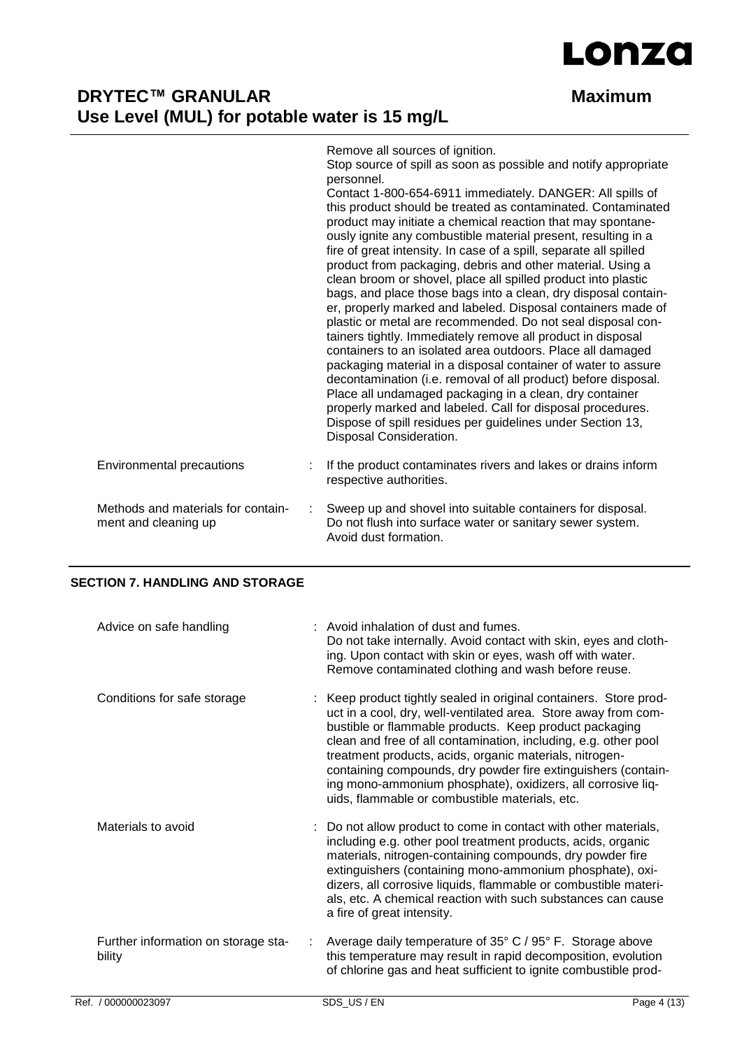Remove all sources of ignition.
Stop source of spill as soon as possible and notify appropriate personnel.
Contact 1-800-654-6911 immediately. DANGER: All spills of this product should be treated as contaminated. Contaminated product may initiate a chemical reaction that may spontaneously ignite any combustible material present, resulting in a fire of great intensity. In case of a spill, separate all spilled product from packaging, debris and other material. Using a clean broom or shovel, place all spilled product into plastic bags, and place those bags into a clean, dry disposal container, properly marked and labeled. Disposal containers made of plastic or metal are recommended. Do not seal disposal containers tightly. Immediately remove all product in disposal containers to an isolated area outdoors. Place all damaged packaging material in a disposal container of water to assure decontamination (i.e. removal of all product) before disposal. Place all undamaged packaging in a clean, dry container properly marked and labeled. Call for disposal procedures. Dispose of spill residues per guidelines under Section 13, Disposal Consideration.

Environmental precautions : If the product contaminates rivers and lakes or drains inform respective authorities.

Methods and materials for containment and cleaning up : Sweep up and shovel into suitable containers for disposal. Do not flush into surface water or sanitary sewer system. Avoid dust formation.

## SECTION 7. HANDLING AND STORAGE

Advice on safe handling : Avoid inhalation of dust and fumes. Do not take internally. Avoid contact with skin, eyes and clothing. Upon contact with skin or eyes, wash off with water. Remove contaminated clothing and wash before reuse.

Conditions for safe storage : Keep product tightly sealed in original containers. Store product in a cool, dry, well-ventilated area. Store away from combustible or flammable products. Keep product packaging clean and free of all contamination, including, e.g. other pool treatment products, acids, organic materials, nitrogen-containing compounds, dry powder fire extinguishers (containing mono-ammonium phosphate), oxidizers, all corrosive liquids, flammable or combustible materials, etc.

Materials to avoid : Do not allow product to come in contact with other materials, including e.g. other pool treatment products, acids, organic materials, nitrogen-containing compounds, dry powder fire extinguishers (containing mono-ammonium phosphate), oxidizers, all corrosive liquids, flammable or combustible materials, etc. A chemical reaction with such substances can cause a fire of great intensity.

Further information on storage stability : Average daily temperature of 35° C / 95° F. Storage above this temperature may result in rapid decomposition, evolution of chlorine gas and heat sufficient to ignite combustible prod-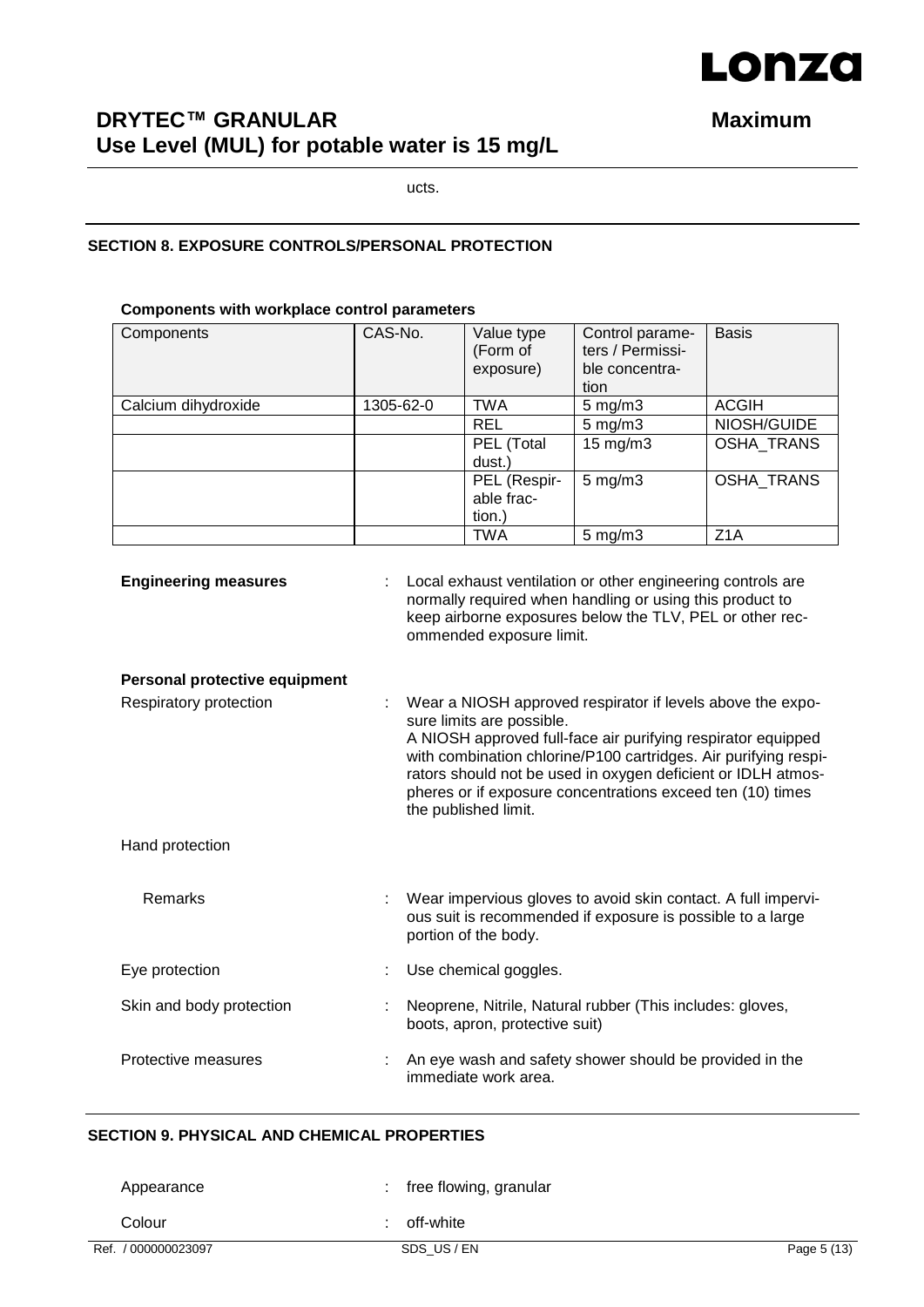ucts.

## SECTION 8. EXPOSURE CONTROLS/PERSONAL PROTECTION

**Components with workplace control parameters**

| Components | CAS-No. | Value type (Form of exposure) | Control parameters / Permissible concentration | Basis |
|---|---|---|---|---|
| Calcium dihydroxide | 1305-62-0 | TWA | 5 mg/m3 | ACGIH |
| | | REL | 5 mg/m3 | NIOSH/GUIDE |
| | | PEL (Total dust.) | 15 mg/m3 | OSHA_TRANS |
| | | PEL (Respirable fraction.) | 5 mg/m3 | OSHA_TRANS |
| | | TWA | 5 mg/m3 | Z1A |

**Engineering measures** : Local exhaust ventilation or other engineering controls are normally required when handling or using this product to keep airborne exposures below the TLV, PEL or other recommended exposure limit.

**Personal protective equipment**

Respiratory protection : Wear a NIOSH approved respirator if levels above the exposure limits are possible.
A NIOSH approved full-face air purifying respirator equipped with combination chlorine/P100 cartridges. Air purifying respirators should not be used in oxygen deficient or IDLH atmospheres or if exposure concentrations exceed ten (10) times the published limit.

Hand protection

Remarks : Wear impervious gloves to avoid skin contact. A full impervious suit is recommended if exposure is possible to a large portion of the body.

Eye protection : Use chemical goggles.

Skin and body protection : Neoprene, Nitrile, Natural rubber (This includes: gloves, boots, apron, protective suit)

Protective measures : An eye wash and safety shower should be provided in the immediate work area.

## SECTION 9. PHYSICAL AND CHEMICAL PROPERTIES

Appearance : free flowing, granular

Colour : off-white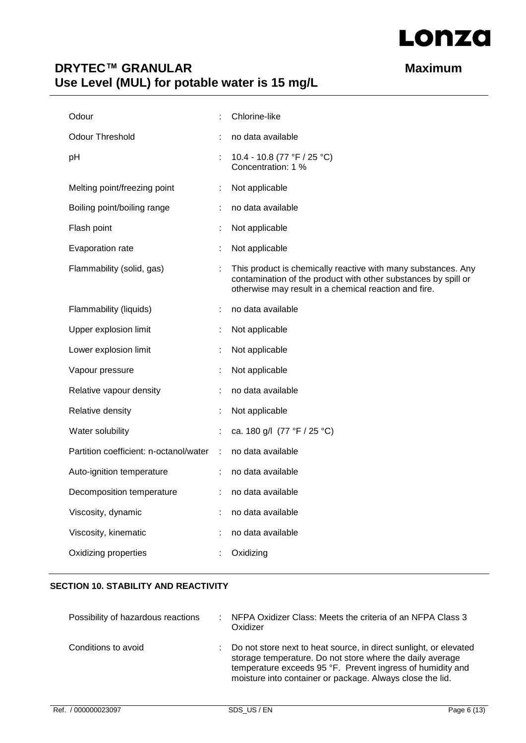| | | |
|---|---|---|
| Odour | : | Chlorine-like |
| Odour Threshold | : | no data available |
| pH | : | 10.4 - 10.8 (77 °F / 25 °C)<br>Concentration: 1 % |
| Melting point/freezing point | : | Not applicable |
| Boiling point/boiling range | : | no data available |
| Flash point | : | Not applicable |
| Evaporation rate | : | Not applicable |
| Flammability (solid, gas) | : | This product is chemically reactive with many substances. Any contamination of the product with other substances by spill or otherwise may result in a chemical reaction and fire. |
| Flammability (liquids) | : | no data available |
| Upper explosion limit | : | Not applicable |
| Lower explosion limit | : | Not applicable |
| Vapour pressure | : | Not applicable |
| Relative vapour density | : | no data available |
| Relative density | : | Not applicable |
| Water solubility | : | ca. 180 g/l (77 °F / 25 °C) |
| Partition coefficient: n-octanol/water | : | no data available |
| Auto-ignition temperature | : | no data available |
| Decomposition temperature | : | no data available |
| Viscosity, dynamic | : | no data available |
| Viscosity, kinematic | : | no data available |
| Oxidizing properties | : | Oxidizing |

## SECTION 10. STABILITY AND REACTIVITY

| | | |
|---|---|---|
| Possibility of hazardous reactions | : | NFPA Oxidizer Class: Meets the criteria of an NFPA Class 3 Oxidizer |
| Conditions to avoid | : | Do not store next to heat source, in direct sunlight, or elevated storage temperature. Do not store where the daily average temperature exceeds 95 °F. Prevent ingress of humidity and moisture into container or package. Always close the lid. |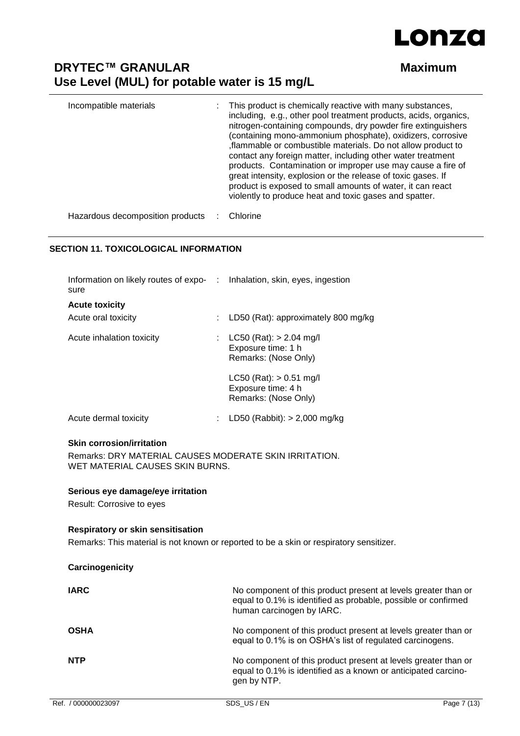| | | |
|---|---|---|
| Incompatible materials | : | This product is chemically reactive with many substances, including, e.g., other pool treatment products, acids, organics, nitrogen-containing compounds, dry powder fire extinguishers (containing mono-ammonium phosphate), oxidizers, corrosive ,flammable or combustible materials. Do not allow product to contact any foreign matter, including other water treatment products. Contamination or improper use may cause a fire of great intensity, explosion or the release of toxic gases. If product is exposed to small amounts of water, it can react violently to produce heat and toxic gases and spatter. |
| Hazardous decomposition products | : | Chlorine |

## SECTION 11. TOXICOLOGICAL INFORMATION

| | | |
|---|---|---|
| Information on likely routes of exposure | : | Inhalation, skin, eyes, ingestion |

**Acute toxicity**

| | | |
|---|---|---|
| Acute oral toxicity | : | LD50 (Rat): approximately 800 mg/kg |
| Acute inhalation toxicity | : | LC50 (Rat): > 2.04 mg/l<br>Exposure time: 1 h<br>Remarks: (Nose Only)<br><br>LC50 (Rat): > 0.51 mg/l<br>Exposure time: 4 h<br>Remarks: (Nose Only) |
| Acute dermal toxicity | : | LD50 (Rabbit): > 2,000 mg/kg |

**Skin corrosion/irritation**

Remarks: DRY MATERIAL CAUSES MODERATE SKIN IRRITATION.
WET MATERIAL CAUSES SKIN BURNS.

**Serious eye damage/eye irritation**

Result: Corrosive to eyes

**Respiratory or skin sensitisation**

Remarks: This material is not known or reported to be a skin or respiratory sensitizer.

**Carcinogenicity**

| | |
|---|---|
| **IARC** | No component of this product present at levels greater than or equal to 0.1% is identified as probable, possible or confirmed human carcinogen by IARC. |
| **OSHA** | No component of this product present at levels greater than or equal to 0.1% is on OSHA's list of regulated carcinogens. |
| **NTP** | No component of this product present at levels greater than or equal to 0.1% is identified as a known or anticipated carcinogen by NTP. |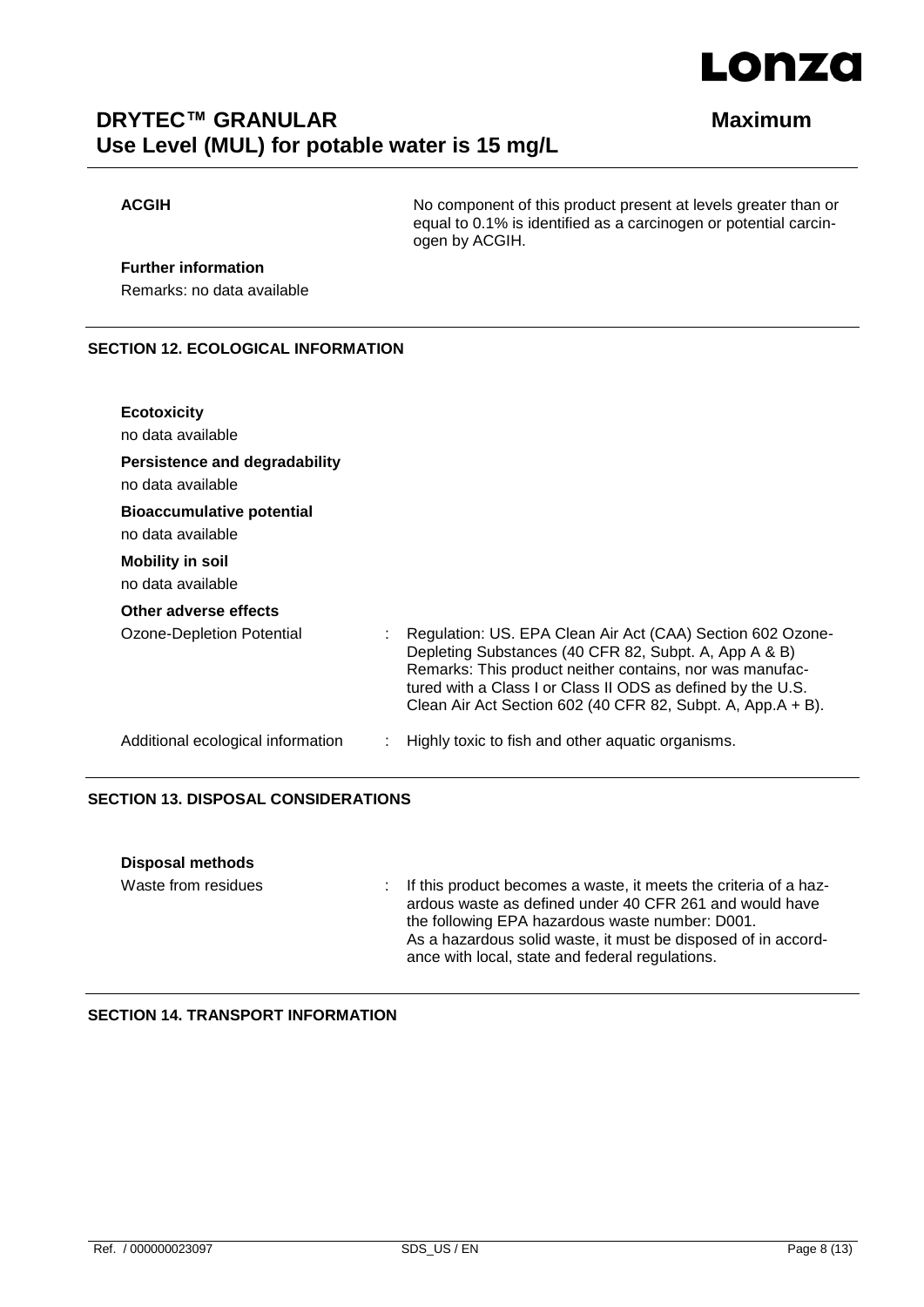| | |
|---|---|
| **ACGIH** | No component of this product present at levels greater than or equal to 0.1% is identified as a carcinogen or potential carcinogen by ACGIH. |

**Further information**

Remarks: no data available

## SECTION 12. ECOLOGICAL INFORMATION

**Ecotoxicity**

no data available

**Persistence and degradability**

no data available

**Bioaccumulative potential**

no data available

**Mobility in soil**

no data available

**Other adverse effects**

| | | |
|---|---|---|
| Ozone-Depletion Potential | : | Regulation: US. EPA Clean Air Act (CAA) Section 602 Ozone-Depleting Substances (40 CFR 82, Subpt. A, App A & B)<br>Remarks: This product neither contains, nor was manufactured with a Class I or Class II ODS as defined by the U.S. Clean Air Act Section 602 (40 CFR 82, Subpt. A, App.A + B). |
| Additional ecological information | : | Highly toxic to fish and other aquatic organisms. |

## SECTION 13. DISPOSAL CONSIDERATIONS

**Disposal methods**

| | | |
|---|---|---|
| Waste from residues | : | If this product becomes a waste, it meets the criteria of a hazardous waste as defined under 40 CFR 261 and would have the following EPA hazardous waste number: D001.<br>As a hazardous solid waste, it must be disposed of in accordance with local, state and federal regulations. |

## SECTION 14. TRANSPORT INFORMATION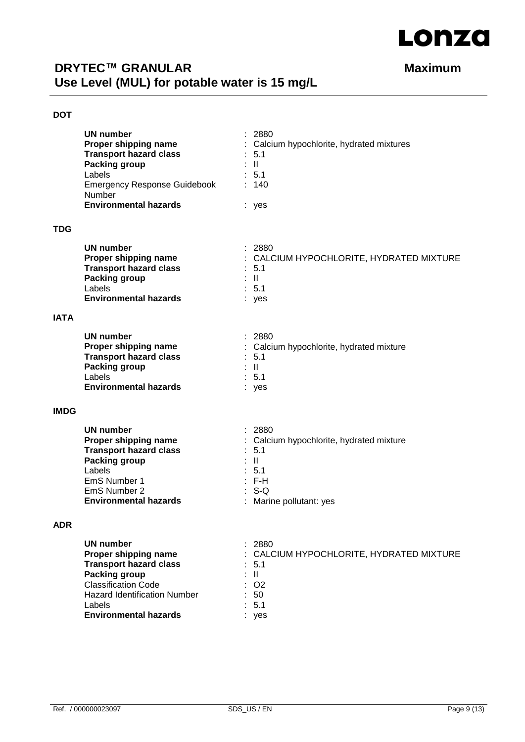### DOT

| | |
|---|---|
| **UN number** | : 2880 |
| **Proper shipping name** | : Calcium hypochlorite, hydrated mixtures |
| **Transport hazard class** | : 5.1 |
| **Packing group** | : II |
| Labels | : 5.1 |
| Emergency Response Guidebook Number | : 140 |
| **Environmental hazards** | : yes |

### TDG

| | |
|---|---|
| **UN number** | : 2880 |
| **Proper shipping name** | : CALCIUM HYPOCHLORITE, HYDRATED MIXTURE |
| **Transport hazard class** | : 5.1 |
| **Packing group** | : II |
| Labels | : 5.1 |
| **Environmental hazards** | : yes |

### IATA

| | |
|---|---|
| **UN number** | : 2880 |
| **Proper shipping name** | : Calcium hypochlorite, hydrated mixture |
| **Transport hazard class** | : 5.1 |
| **Packing group** | : II |
| Labels | : 5.1 |
| **Environmental hazards** | : yes |

### IMDG

| | |
|---|---|
| **UN number** | : 2880 |
| **Proper shipping name** | : Calcium hypochlorite, hydrated mixture |
| **Transport hazard class** | : 5.1 |
| **Packing group** | : II |
| Labels | : 5.1 |
| EmS Number 1 | : F-H |
| EmS Number 2 | : S-Q |
| **Environmental hazards** | : Marine pollutant: yes |

### ADR

| | |
|---|---|
| **UN number** | : 2880 |
| **Proper shipping name** | : CALCIUM HYPOCHLORITE, HYDRATED MIXTURE |
| **Transport hazard class** | : 5.1 |
| **Packing group** | : II |
| Classification Code | : O2 |
| Hazard Identification Number | : 50 |
| Labels | : 5.1 |
| **Environmental hazards** | : yes |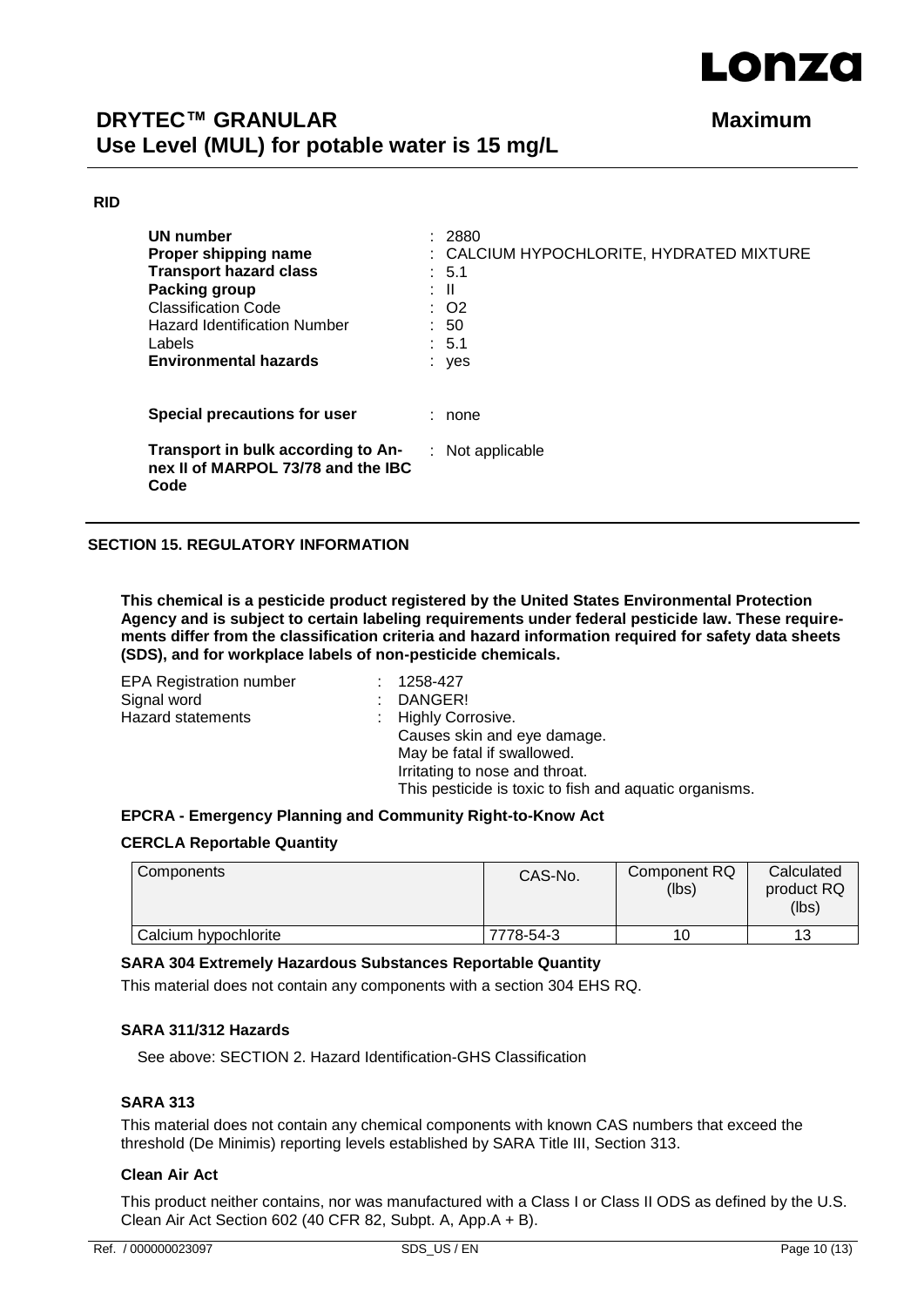**RID**

| | |
|---|---|
| **UN number** | : 2880 |
| **Proper shipping name** | : CALCIUM HYPOCHLORITE, HYDRATED MIXTURE |
| **Transport hazard class** | : 5.1 |
| **Packing group** | : II |
| Classification Code | : O2 |
| Hazard Identification Number | : 50 |
| Labels | : 5.1 |
| **Environmental hazards** | : yes |

**Special precautions for user** : none

**Transport in bulk according to Annex II of MARPOL 73/78 and the IBC Code** : Not applicable

## SECTION 15. REGULATORY INFORMATION

**This chemical is a pesticide product registered by the United States Environmental Protection Agency and is subject to certain labeling requirements under federal pesticide law. These requirements differ from the classification criteria and hazard information required for safety data sheets (SDS), and for workplace labels of non-pesticide chemicals.**

| | |
|---|---|
| EPA Registration number | : 1258-427 |
| Signal word | : DANGER! |
| Hazard statements | : Highly Corrosive.<br>Causes skin and eye damage.<br>May be fatal if swallowed.<br>Irritating to nose and throat.<br>This pesticide is toxic to fish and aquatic organisms. |

**EPCRA - Emergency Planning and Community Right-to-Know Act**

**CERCLA Reportable Quantity**

| Components | CAS-No. | Component RQ (lbs) | Calculated product RQ (lbs) |
|---|---|---|---|
| Calcium hypochlorite | 7778-54-3 | 10 | 13 |

**SARA 304 Extremely Hazardous Substances Reportable Quantity**

This material does not contain any components with a section 304 EHS RQ.

**SARA 311/312 Hazards**

See above: SECTION 2. Hazard Identification-GHS Classification

**SARA 313**

This material does not contain any chemical components with known CAS numbers that exceed the threshold (De Minimis) reporting levels established by SARA Title III, Section 313.

**Clean Air Act**

This product neither contains, nor was manufactured with a Class I or Class II ODS as defined by the U.S. Clean Air Act Section 602 (40 CFR 82, Subpt. A, App.A + B).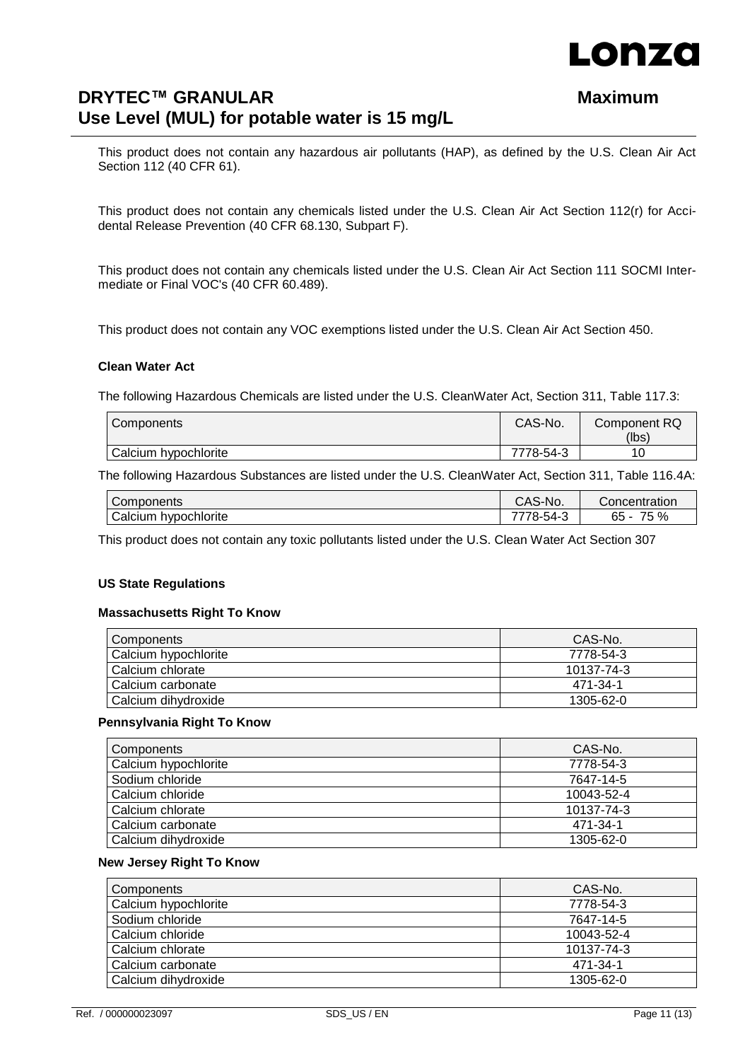This product does not contain any hazardous air pollutants (HAP), as defined by the U.S. Clean Air Act Section 112 (40 CFR 61).

This product does not contain any chemicals listed under the U.S. Clean Air Act Section 112(r) for Accidental Release Prevention (40 CFR 68.130, Subpart F).

This product does not contain any chemicals listed under the U.S. Clean Air Act Section 111 SOCMI Intermediate or Final VOC's (40 CFR 60.489).

This product does not contain any VOC exemptions listed under the U.S. Clean Air Act Section 450.

**Clean Water Act**

The following Hazardous Chemicals are listed under the U.S. CleanWater Act, Section 311, Table 117.3:

| Components | CAS-No. | Component RQ (lbs) |
|---|---|---|
| Calcium hypochlorite | 7778-54-3 | 10 |

The following Hazardous Substances are listed under the U.S. CleanWater Act, Section 311, Table 116.4A:

| Components | CAS-No. | Concentration |
|---|---|---|
| Calcium hypochlorite | 7778-54-3 | 65 - 75 % |

This product does not contain any toxic pollutants listed under the U.S. Clean Water Act Section 307

**US State Regulations**

**Massachusetts Right To Know**

| Components | CAS-No. |
|---|---|
| Calcium hypochlorite | 7778-54-3 |
| Calcium chlorate | 10137-74-3 |
| Calcium carbonate | 471-34-1 |
| Calcium dihydroxide | 1305-62-0 |

**Pennsylvania Right To Know**

| Components | CAS-No. |
|---|---|
| Calcium hypochlorite | 7778-54-3 |
| Sodium chloride | 7647-14-5 |
| Calcium chloride | 10043-52-4 |
| Calcium chlorate | 10137-74-3 |
| Calcium carbonate | 471-34-1 |
| Calcium dihydroxide | 1305-62-0 |

**New Jersey Right To Know**

| Components | CAS-No. |
|---|---|
| Calcium hypochlorite | 7778-54-3 |
| Sodium chloride | 7647-14-5 |
| Calcium chloride | 10043-52-4 |
| Calcium chlorate | 10137-74-3 |
| Calcium carbonate | 471-34-1 |
| Calcium dihydroxide | 1305-62-0 |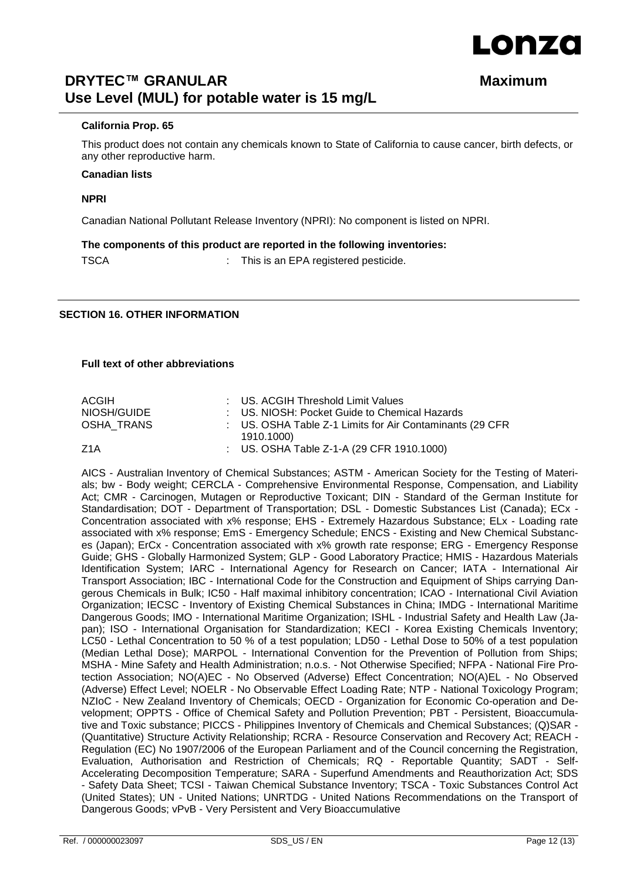**California Prop. 65**

This product does not contain any chemicals known to State of California to cause cancer, birth defects, or any other reproductive harm.

**Canadian lists**

**NPRI**

Canadian National Pollutant Release Inventory (NPRI): No component is listed on NPRI.

**The components of this product are reported in the following inventories:**

TSCA : This is an EPA registered pesticide.

## SECTION 16. OTHER INFORMATION

**Full text of other abbreviations**

| | |
|---|---|
| ACGIH | : US. ACGIH Threshold Limit Values |
| NIOSH/GUIDE | : US. NIOSH: Pocket Guide to Chemical Hazards |
| OSHA_TRANS | : US. OSHA Table Z-1 Limits for Air Contaminants (29 CFR 1910.1000) |
| Z1A | : US. OSHA Table Z-1-A (29 CFR 1910.1000) |

AICS - Australian Inventory of Chemical Substances; ASTM - American Society for the Testing of Materials; bw - Body weight; CERCLA - Comprehensive Environmental Response, Compensation, and Liability Act; CMR - Carcinogen, Mutagen or Reproductive Toxicant; DIN - Standard of the German Institute for Standardisation; DOT - Department of Transportation; DSL - Domestic Substances List (Canada); ECx - Concentration associated with x% response; EHS - Extremely Hazardous Substance; ELx - Loading rate associated with x% response; EmS - Emergency Schedule; ENCS - Existing and New Chemical Substances (Japan); ErCx - Concentration associated with x% growth rate response; ERG - Emergency Response Guide; GHS - Globally Harmonized System; GLP - Good Laboratory Practice; HMIS - Hazardous Materials Identification System; IARC - International Agency for Research on Cancer; IATA - International Air Transport Association; IBC - International Code for the Construction and Equipment of Ships carrying Dangerous Chemicals in Bulk; IC50 - Half maximal inhibitory concentration; ICAO - International Civil Aviation Organization; IECSC - Inventory of Existing Chemical Substances in China; IMDG - International Maritime Dangerous Goods; IMO - International Maritime Organization; ISHL - Industrial Safety and Health Law (Japan); ISO - International Organisation for Standardization; KECI - Korea Existing Chemicals Inventory; LC50 - Lethal Concentration to 50 % of a test population; LD50 - Lethal Dose to 50% of a test population (Median Lethal Dose); MARPOL - International Convention for the Prevention of Pollution from Ships; MSHA - Mine Safety and Health Administration; n.o.s. - Not Otherwise Specified; NFPA - National Fire Protection Association; NO(A)EC - No Observed (Adverse) Effect Concentration; NO(A)EL - No Observed (Adverse) Effect Level; NOELR - No Observable Effect Loading Rate; NTP - National Toxicology Program; NZIoC - New Zealand Inventory of Chemicals; OECD - Organization for Economic Co-operation and Development; OPPTS - Office of Chemical Safety and Pollution Prevention; PBT - Persistent, Bioaccumulative and Toxic substance; PICCS - Philippines Inventory of Chemicals and Chemical Substances; (Q)SAR - (Quantitative) Structure Activity Relationship; RCRA - Resource Conservation and Recovery Act; REACH - Regulation (EC) No 1907/2006 of the European Parliament and of the Council concerning the Registration, Evaluation, Authorisation and Restriction of Chemicals; RQ - Reportable Quantity; SADT - Self-Accelerating Decomposition Temperature; SARA - Superfund Amendments and Reauthorization Act; SDS - Safety Data Sheet; TCSI - Taiwan Chemical Substance Inventory; TSCA - Toxic Substances Control Act (United States); UN - United Nations; UNRTDG - United Nations Recommendations on the Transport of Dangerous Goods; vPvB - Very Persistent and Very Bioaccumulative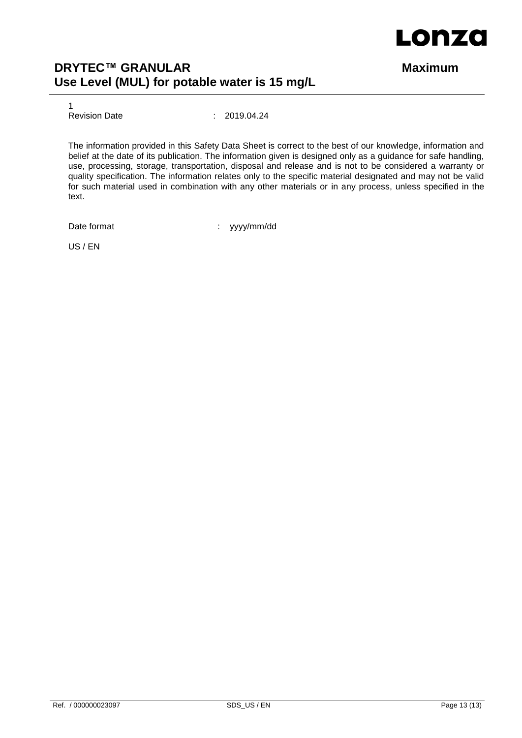1
Revision Date : 2019.04.24

The information provided in this Safety Data Sheet is correct to the best of our knowledge, information and belief at the date of its publication. The information given is designed only as a guidance for safe handling, use, processing, storage, transportation, disposal and release and is not to be considered a warranty or quality specification. The information relates only to the specific material designated and may not be valid for such material used in combination with any other materials or in any process, unless specified in the text.

Date format : yyyy/mm/dd

US / EN